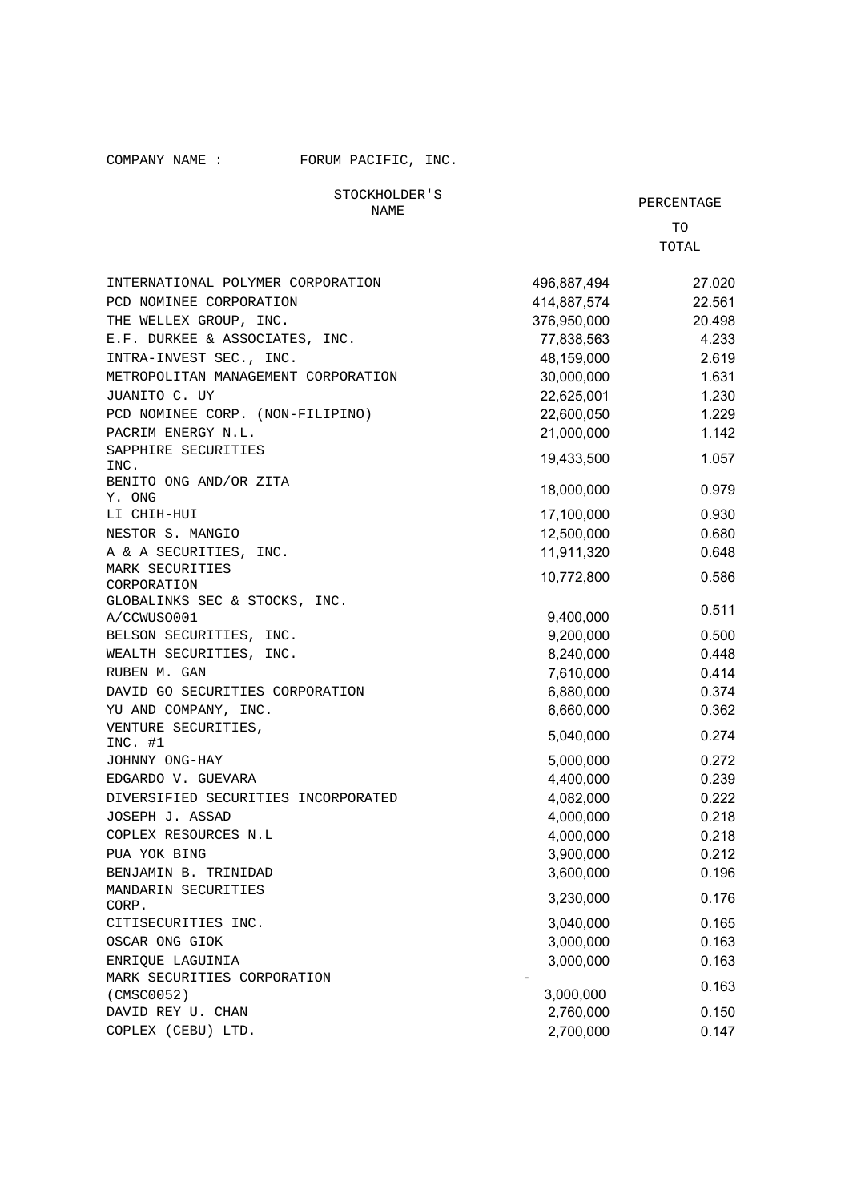COMPANY NAME : FORUM PACIFIC, INC.

| STOCKHOLDER'S NAME | | PERCENTAGE TO TOTAL |
|---|---|---|
| INTERNATIONAL POLYMER CORPORATION | 496,887,494 | 27.020 |
| PCD NOMINEE CORPORATION | 414,887,574 | 22.561 |
| THE WELLEX GROUP, INC. | 376,950,000 | 20.498 |
| E.F. DURKEE & ASSOCIATES, INC. | 77,838,563 | 4.233 |
| INTRA-INVEST SEC., INC. | 48,159,000 | 2.619 |
| METROPOLITAN MANAGEMENT CORPORATION | 30,000,000 | 1.631 |
| JUANITO C. UY | 22,625,001 | 1.230 |
| PCD NOMINEE CORP. (NON-FILIPINO) | 22,600,050 | 1.229 |
| PACRIM ENERGY N.L. | 21,000,000 | 1.142 |
| SAPPHIRE SECURITIES INC. | 19,433,500 | 1.057 |
| BENITO ONG AND/OR ZITA Y. ONG | 18,000,000 | 0.979 |
| LI CHIH-HUI | 17,100,000 | 0.930 |
| NESTOR S. MANGIO | 12,500,000 | 0.680 |
| A & A SECURITIES, INC. | 11,911,320 | 0.648 |
| MARK SECURITIES CORPORATION | 10,772,800 | 0.586 |
| GLOBALINKS SEC & STOCKS, INC. A/CCWUSO001 | 9,400,000 | 0.511 |
| BELSON SECURITIES, INC. | 9,200,000 | 0.500 |
| WEALTH SECURITIES, INC. | 8,240,000 | 0.448 |
| RUBEN M. GAN | 7,610,000 | 0.414 |
| DAVID GO SECURITIES CORPORATION | 6,880,000 | 0.374 |
| YU AND COMPANY, INC. | 6,660,000 | 0.362 |
| VENTURE SECURITIES, INC. #1 | 5,040,000 | 0.274 |
| JOHNNY ONG-HAY | 5,000,000 | 0.272 |
| EDGARDO V. GUEVARA | 4,400,000 | 0.239 |
| DIVERSIFIED SECURITIES INCORPORATED | 4,082,000 | 0.222 |
| JOSEPH J. ASSAD | 4,000,000 | 0.218 |
| COPLEX RESOURCES N.L | 4,000,000 | 0.218 |
| PUA YOK BING | 3,900,000 | 0.212 |
| BENJAMIN B. TRINIDAD | 3,600,000 | 0.196 |
| MANDARIN SECURITIES CORP. | 3,230,000 | 0.176 |
| CITISECURITIES INC. | 3,040,000 | 0.165 |
| OSCAR ONG GIOK | 3,000,000 | 0.163 |
| ENRIQUE LAGUINIA | 3,000,000 | 0.163 |
| MARK SECURITIES CORPORATION (CMSC0052) | - 3,000,000 | 0.163 |
| DAVID REY U. CHAN | 2,760,000 | 0.150 |
| COPLEX (CEBU) LTD. | 2,700,000 | 0.147 |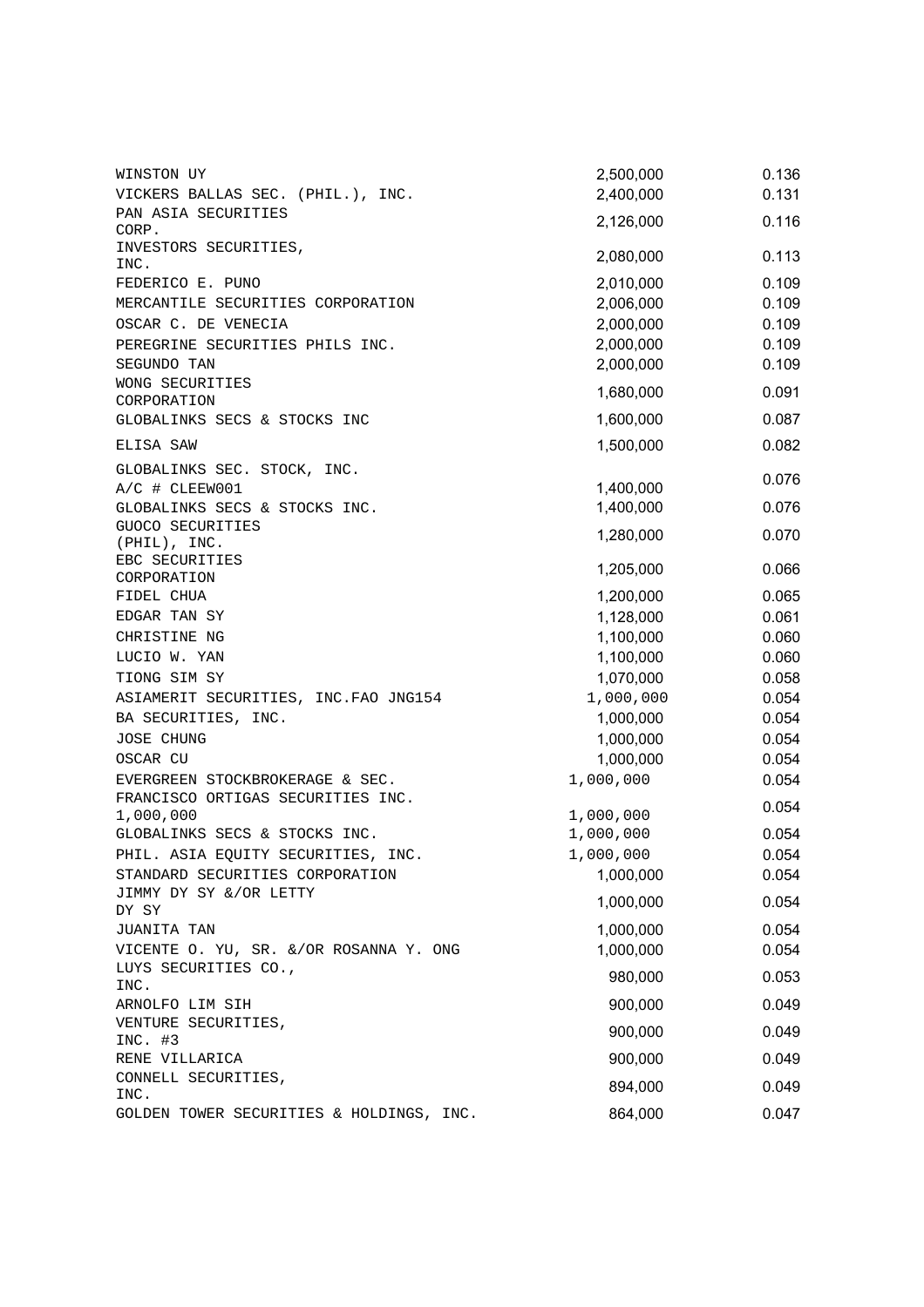| | | |
|---|---|---|
| WINSTON UY | 2,500,000 | 0.136 |
| VICKERS BALLAS SEC. (PHIL.), INC. | 2,400,000 | 0.131 |
| PAN ASIA SECURITIES CORP. | 2,126,000 | 0.116 |
| INVESTORS SECURITIES, INC. | 2,080,000 | 0.113 |
| FEDERICO E. PUNO | 2,010,000 | 0.109 |
| MERCANTILE SECURITIES CORPORATION | 2,006,000 | 0.109 |
| OSCAR C. DE VENECIA | 2,000,000 | 0.109 |
| PEREGRINE SECURITIES PHILS INC. | 2,000,000 | 0.109 |
| SEGUNDO TAN | 2,000,000 | 0.109 |
| WONG SECURITIES CORPORATION | 1,680,000 | 0.091 |
| GLOBALINKS SECS & STOCKS INC | 1,600,000 | 0.087 |
| ELISA SAW | 1,500,000 | 0.082 |
| GLOBALINKS SEC. STOCK, INC. A/C # CLEEW001 | 1,400,000 | 0.076 |
| GLOBALINKS SECS & STOCKS INC. | 1,400,000 | 0.076 |
| GUOCO SECURITIES (PHIL), INC. | 1,280,000 | 0.070 |
| EBC SECURITIES CORPORATION | 1,205,000 | 0.066 |
| FIDEL CHUA | 1,200,000 | 0.065 |
| EDGAR TAN SY | 1,128,000 | 0.061 |
| CHRISTINE NG | 1,100,000 | 0.060 |
| LUCIO W. YAN | 1,100,000 | 0.060 |
| TIONG SIM SY | 1,070,000 | 0.058 |
| ASIAMERIT SECURITIES, INC.FAO JNG154 | 1,000,000 | 0.054 |
| BA SECURITIES, INC. | 1,000,000 | 0.054 |
| JOSE CHUNG | 1,000,000 | 0.054 |
| OSCAR CU | 1,000,000 | 0.054 |
| EVERGREEN STOCKBROKERAGE & SEC. | 1,000,000 | 0.054 |
| FRANCISCO ORTIGAS SECURITIES INC. 1,000,000 | 1,000,000 | 0.054 |
| GLOBALINKS SECS & STOCKS INC. | 1,000,000 | 0.054 |
| PHIL. ASIA EQUITY SECURITIES, INC. | 1,000,000 | 0.054 |
| STANDARD SECURITIES CORPORATION | 1,000,000 | 0.054 |
| JIMMY DY SY &/OR LETTY DY SY | 1,000,000 | 0.054 |
| JUANITA TAN | 1,000,000 | 0.054 |
| VICENTE O. YU, SR. &/OR ROSANNA Y. ONG | 1,000,000 | 0.054 |
| LUYS SECURITIES CO., INC. | 980,000 | 0.053 |
| ARNOLFO LIM SIH | 900,000 | 0.049 |
| VENTURE SECURITIES, INC. #3 | 900,000 | 0.049 |
| RENE VILLARICA | 900,000 | 0.049 |
| CONNELL SECURITIES, INC. | 894,000 | 0.049 |
| GOLDEN TOWER SECURITIES & HOLDINGS, INC. | 864,000 | 0.047 |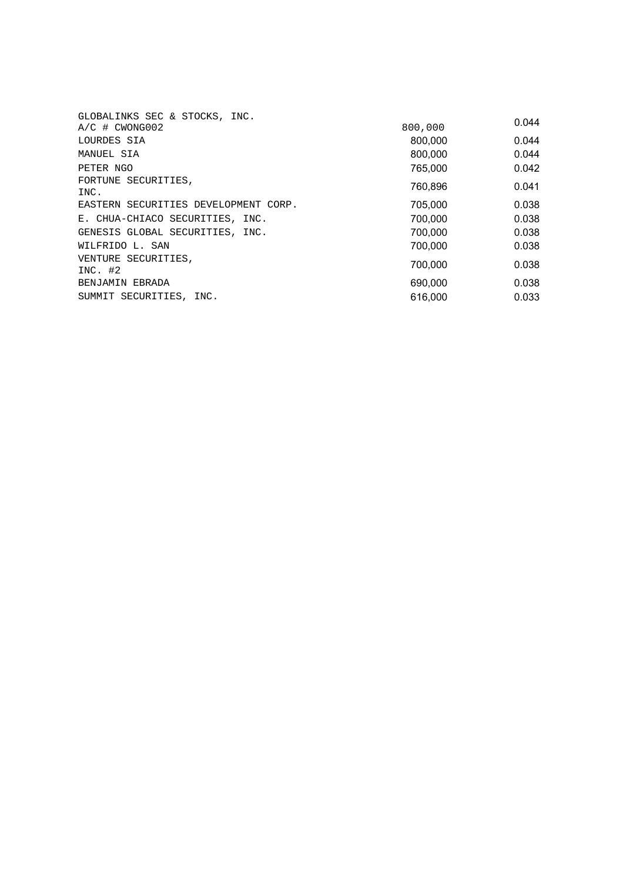| | | |
|---|---|---|
| GLOBALINKS SEC & STOCKS, INC. A/C # CWONG002 | 800,000 | 0.044 |
| LOURDES SIA | 800,000 | 0.044 |
| MANUEL SIA | 800,000 | 0.044 |
| PETER NGO | 765,000 | 0.042 |
| FORTUNE SECURITIES, INC. | 760,896 | 0.041 |
| EASTERN SECURITIES DEVELOPMENT CORP. | 705,000 | 0.038 |
| E. CHUA-CHIACO SECURITIES, INC. | 700,000 | 0.038 |
| GENESIS GLOBAL SECURITIES, INC. | 700,000 | 0.038 |
| WILFRIDO L. SAN | 700,000 | 0.038 |
| VENTURE SECURITIES, INC. #2 | 700,000 | 0.038 |
| BENJAMIN EBRADA | 690,000 | 0.038 |
| SUMMIT SECURITIES, INC. | 616,000 | 0.033 |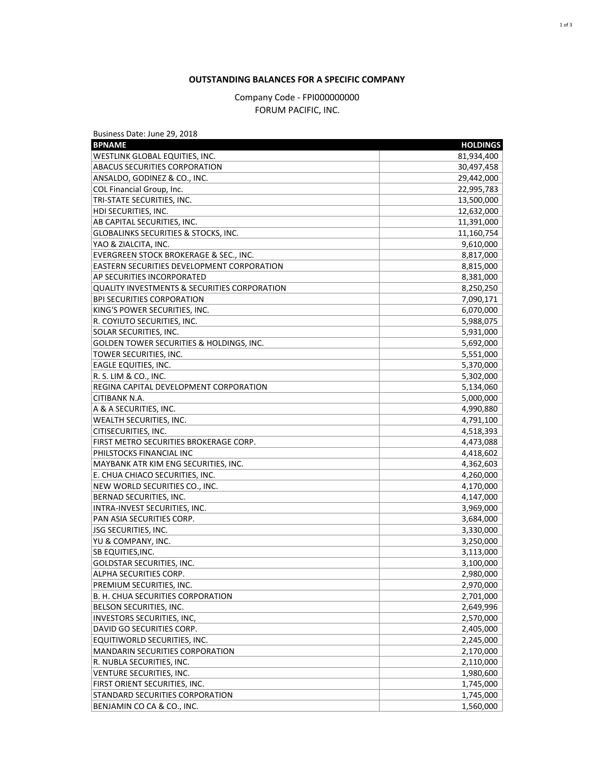**OUTSTANDING BALANCES FOR A SPECIFIC COMPANY**

Company Code - FPI000000000
FORUM PACIFIC, INC.

Business Date: June 29, 2018

| BPNAME | HOLDINGS |
|---|---:|
| WESTLINK GLOBAL EQUITIES, INC. | 81,934,400 |
| ABACUS SECURITIES CORPORATION | 30,497,458 |
| ANSALDO, GODINEZ & CO., INC. | 29,442,000 |
| COL Financial Group, Inc. | 22,995,783 |
| TRI-STATE SECURITIES, INC. | 13,500,000 |
| HDI SECURITIES, INC. | 12,632,000 |
| AB CAPITAL SECURITIES, INC. | 11,391,000 |
| GLOBALINKS SECURITIES & STOCKS, INC. | 11,160,754 |
| YAO & ZIALCITA, INC. | 9,610,000 |
| EVERGREEN STOCK BROKERAGE & SEC., INC. | 8,817,000 |
| EASTERN SECURITIES DEVELOPMENT CORPORATION | 8,815,000 |
| AP SECURITIES INCORPORATED | 8,381,000 |
| QUALITY INVESTMENTS & SECURITIES CORPORATION | 8,250,250 |
| BPI SECURITIES CORPORATION | 7,090,171 |
| KING'S POWER SECURITIES, INC. | 6,070,000 |
| R. COYIUTO SECURITIES, INC. | 5,988,075 |
| SOLAR SECURITIES, INC. | 5,931,000 |
| GOLDEN TOWER SECURITIES & HOLDINGS, INC. | 5,692,000 |
| TOWER SECURITIES, INC. | 5,551,000 |
| EAGLE EQUITIES, INC. | 5,370,000 |
| R. S. LIM & CO., INC. | 5,302,000 |
| REGINA CAPITAL DEVELOPMENT CORPORATION | 5,134,060 |
| CITIBANK N.A. | 5,000,000 |
| A & A SECURITIES, INC. | 4,990,880 |
| WEALTH SECURITIES, INC. | 4,791,100 |
| CITISECURITIES, INC. | 4,518,393 |
| FIRST METRO SECURITIES BROKERAGE CORP. | 4,473,088 |
| PHILSTOCKS FINANCIAL INC | 4,418,602 |
| MAYBANK ATR KIM ENG SECURITIES, INC. | 4,362,603 |
| E. CHUA CHIACO SECURITIES, INC. | 4,260,000 |
| NEW WORLD SECURITIES CO., INC. | 4,170,000 |
| BERNAD SECURITIES, INC. | 4,147,000 |
| INTRA-INVEST SECURITIES, INC. | 3,969,000 |
| PAN ASIA SECURITIES CORP. | 3,684,000 |
| JSG SECURITIES, INC. | 3,330,000 |
| YU & COMPANY, INC. | 3,250,000 |
| SB EQUITIES,INC. | 3,113,000 |
| GOLDSTAR SECURITIES, INC. | 3,100,000 |
| ALPHA SECURITIES CORP. | 2,980,000 |
| PREMIUM SECURITIES, INC. | 2,970,000 |
| B. H. CHUA SECURITIES CORPORATION | 2,701,000 |
| BELSON SECURITIES, INC. | 2,649,996 |
| INVESTORS SECURITIES, INC, | 2,570,000 |
| DAVID GO SECURITIES CORP. | 2,405,000 |
| EQUITIWORLD SECURITIES, INC. | 2,245,000 |
| MANDARIN SECURITIES CORPORATION | 2,170,000 |
| R. NUBLA SECURITIES, INC. | 2,110,000 |
| VENTURE SECURITIES, INC. | 1,980,600 |
| FIRST ORIENT SECURITIES, INC. | 1,745,000 |
| STANDARD SECURITIES CORPORATION | 1,745,000 |
| BENJAMIN CO CA & CO., INC. | 1,560,000 |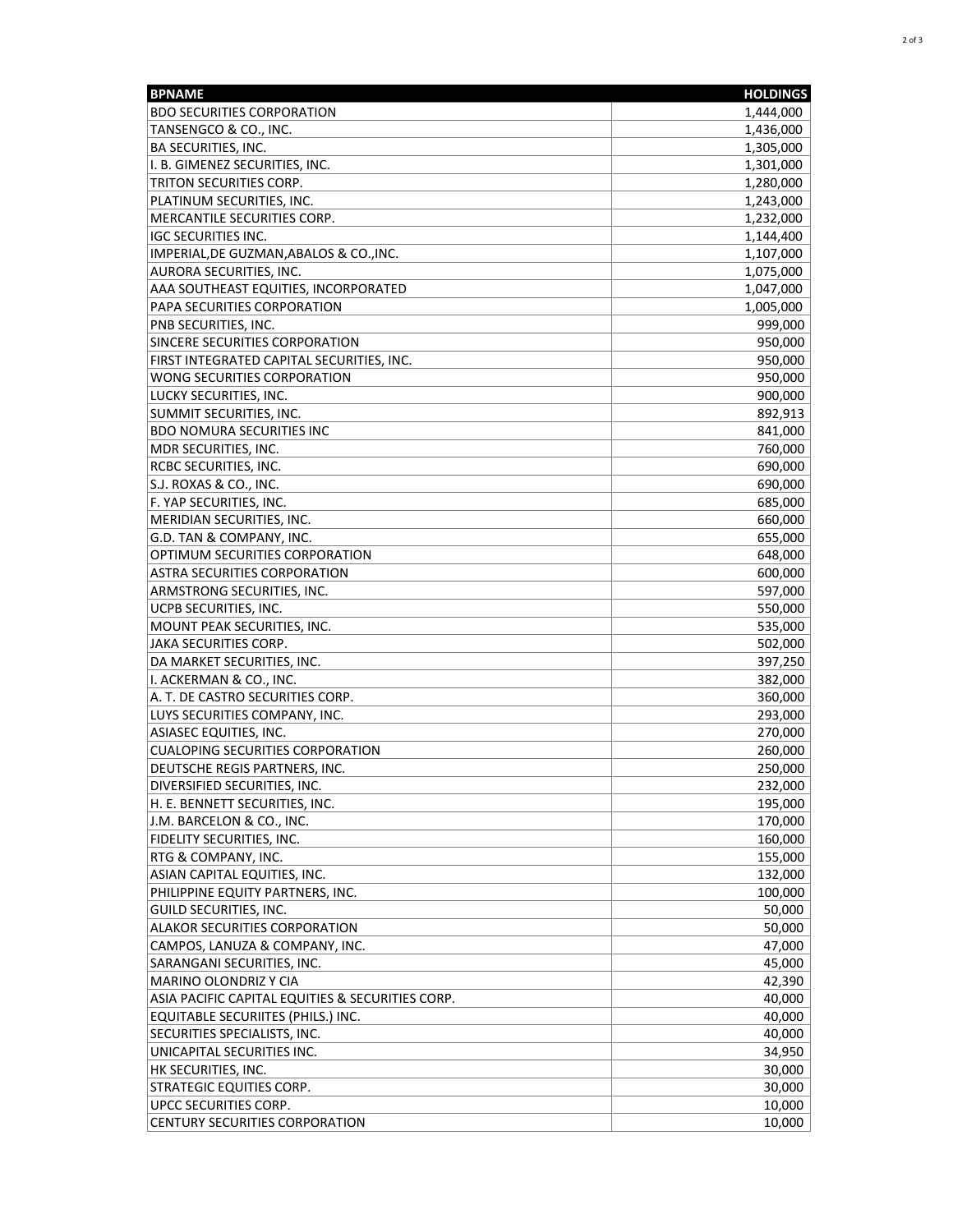| BPNAME | HOLDINGS |
|---|---|
| BDO SECURITIES CORPORATION | 1,444,000 |
| TANSENGCO & CO., INC. | 1,436,000 |
| BA SECURITIES, INC. | 1,305,000 |
| I. B. GIMENEZ SECURITIES, INC. | 1,301,000 |
| TRITON SECURITIES CORP. | 1,280,000 |
| PLATINUM SECURITIES, INC. | 1,243,000 |
| MERCANTILE SECURITIES CORP. | 1,232,000 |
| IGC SECURITIES INC. | 1,144,400 |
| IMPERIAL,DE GUZMAN,ABALOS & CO.,INC. | 1,107,000 |
| AURORA SECURITIES, INC. | 1,075,000 |
| AAA SOUTHEAST EQUITIES, INCORPORATED | 1,047,000 |
| PAPA SECURITIES CORPORATION | 1,005,000 |
| PNB SECURITIES, INC. | 999,000 |
| SINCERE SECURITIES CORPORATION | 950,000 |
| FIRST INTEGRATED CAPITAL SECURITIES, INC. | 950,000 |
| WONG SECURITIES CORPORATION | 950,000 |
| LUCKY SECURITIES, INC. | 900,000 |
| SUMMIT SECURITIES, INC. | 892,913 |
| BDO NOMURA SECURITIES INC | 841,000 |
| MDR SECURITIES, INC. | 760,000 |
| RCBC SECURITIES, INC. | 690,000 |
| S.J. ROXAS & CO., INC. | 690,000 |
| F. YAP SECURITIES, INC. | 685,000 |
| MERIDIAN SECURITIES, INC. | 660,000 |
| G.D. TAN & COMPANY, INC. | 655,000 |
| OPTIMUM SECURITIES CORPORATION | 648,000 |
| ASTRA SECURITIES CORPORATION | 600,000 |
| ARMSTRONG SECURITIES, INC. | 597,000 |
| UCPB SECURITIES, INC. | 550,000 |
| MOUNT PEAK SECURITIES, INC. | 535,000 |
| JAKA SECURITIES CORP. | 502,000 |
| DA MARKET SECURITIES, INC. | 397,250 |
| I. ACKERMAN & CO., INC. | 382,000 |
| A. T. DE CASTRO SECURITIES CORP. | 360,000 |
| LUYS SECURITIES COMPANY, INC. | 293,000 |
| ASIASEC EQUITIES, INC. | 270,000 |
| CUALOPING SECURITIES CORPORATION | 260,000 |
| DEUTSCHE REGIS PARTNERS, INC. | 250,000 |
| DIVERSIFIED SECURITIES, INC. | 232,000 |
| H. E. BENNETT SECURITIES, INC. | 195,000 |
| J.M. BARCELON & CO., INC. | 170,000 |
| FIDELITY SECURITIES, INC. | 160,000 |
| RTG & COMPANY, INC. | 155,000 |
| ASIAN CAPITAL EQUITIES, INC. | 132,000 |
| PHILIPPINE EQUITY PARTNERS, INC. | 100,000 |
| GUILD SECURITIES, INC. | 50,000 |
| ALAKOR SECURITIES CORPORATION | 50,000 |
| CAMPOS, LANUZA & COMPANY, INC. | 47,000 |
| SARANGANI SECURITIES, INC. | 45,000 |
| MARINO OLONDRIZ Y CIA | 42,390 |
| ASIA PACIFIC CAPITAL EQUITIES & SECURITIES CORP. | 40,000 |
| EQUITABLE SECURIITES (PHILS.) INC. | 40,000 |
| SECURITIES SPECIALISTS, INC. | 40,000 |
| UNICAPITAL SECURITIES INC. | 34,950 |
| HK SECURITIES, INC. | 30,000 |
| STRATEGIC EQUITIES CORP. | 30,000 |
| UPCC SECURITIES CORP. | 10,000 |
| CENTURY SECURITIES CORPORATION | 10,000 |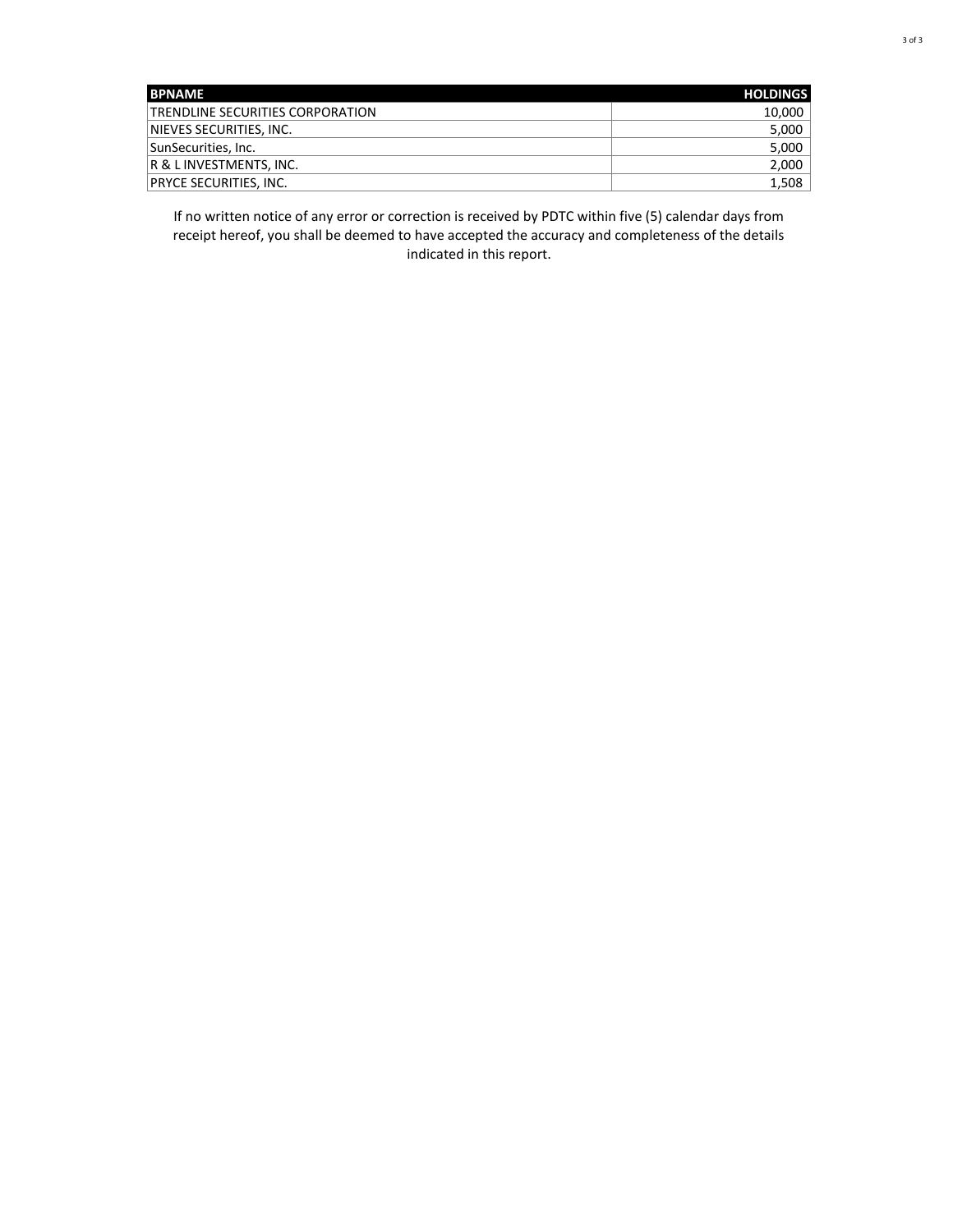| BPNAME | HOLDINGS |
|---|---|
| TRENDLINE SECURITIES CORPORATION | 10,000 |
| NIEVES SECURITIES, INC. | 5,000 |
| SunSecurities, Inc. | 5,000 |
| R & L INVESTMENTS, INC. | 2,000 |
| PRYCE SECURITIES, INC. | 1,508 |

If no written notice of any error or correction is received by PDTC within five (5) calendar days from receipt hereof, you shall be deemed to have accepted the accuracy and completeness of the details indicated in this report.